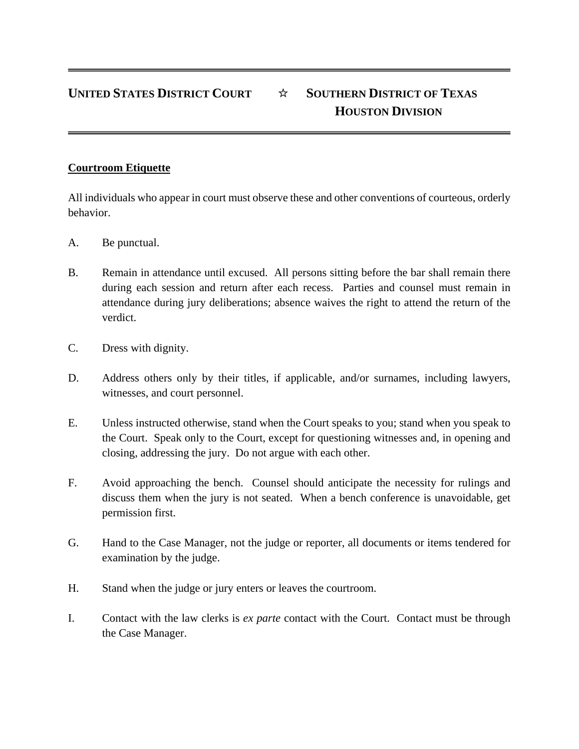**UNITED STATES DISTRICT COURT ☆ SOUTHERN DISTRICT OF TEXAS**
**HOUSTON DIVISION**

---

## Courtroom Etiquette

All individuals who appear in court must observe these and other conventions of courteous, orderly behavior.

A. Be punctual.

B. Remain in attendance until excused. All persons sitting before the bar shall remain there during each session and return after each recess. Parties and counsel must remain in attendance during jury deliberations; absence waives the right to attend the return of the verdict.

C. Dress with dignity.

D. Address others only by their titles, if applicable, and/or surnames, including lawyers, witnesses, and court personnel.

E. Unless instructed otherwise, stand when the Court speaks to you; stand when you speak to the Court. Speak only to the Court, except for questioning witnesses and, in opening and closing, addressing the jury. Do not argue with each other.

F. Avoid approaching the bench. Counsel should anticipate the necessity for rulings and discuss them when the jury is not seated. When a bench conference is unavoidable, get permission first.

G. Hand to the Case Manager, not the judge or reporter, all documents or items tendered for examination by the judge.

H. Stand when the judge or jury enters or leaves the courtroom.

I. Contact with the law clerks is *ex parte* contact with the Court. Contact must be through the Case Manager.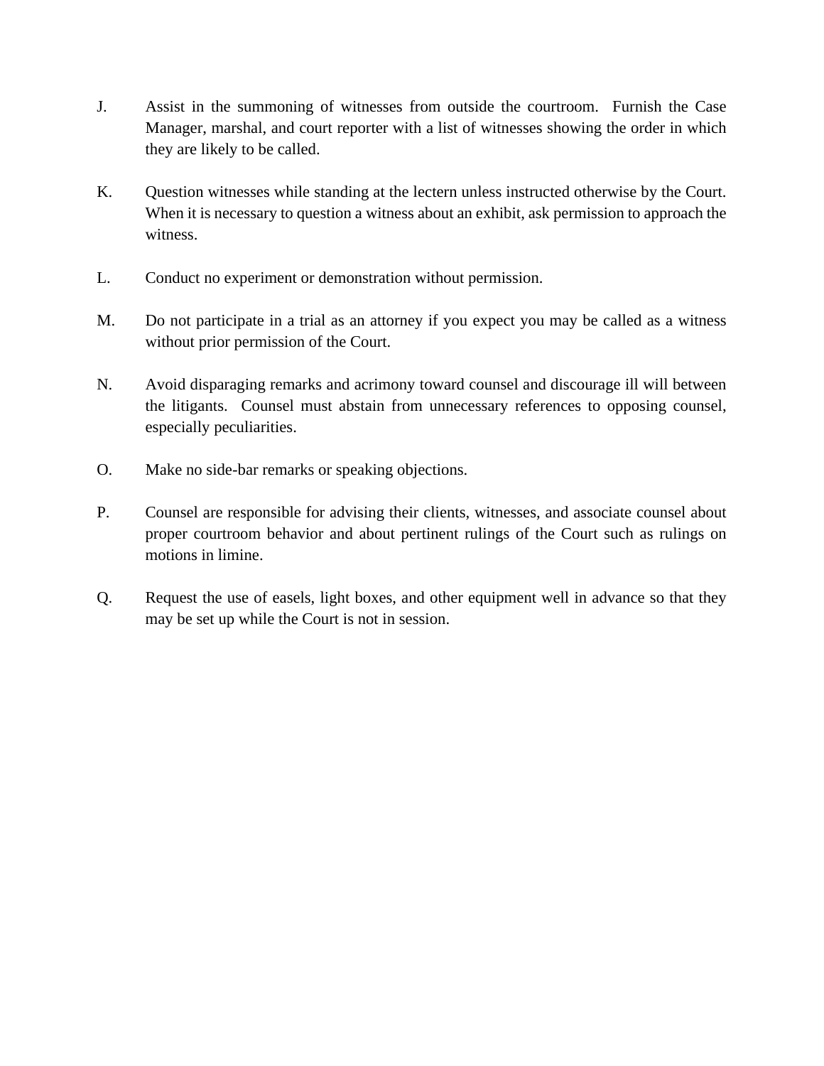J. Assist in the summoning of witnesses from outside the courtroom. Furnish the Case Manager, marshal, and court reporter with a list of witnesses showing the order in which they are likely to be called.

K. Question witnesses while standing at the lectern unless instructed otherwise by the Court. When it is necessary to question a witness about an exhibit, ask permission to approach the witness.

L. Conduct no experiment or demonstration without permission.

M. Do not participate in a trial as an attorney if you expect you may be called as a witness without prior permission of the Court.

N. Avoid disparaging remarks and acrimony toward counsel and discourage ill will between the litigants. Counsel must abstain from unnecessary references to opposing counsel, especially peculiarities.

O. Make no side-bar remarks or speaking objections.

P. Counsel are responsible for advising their clients, witnesses, and associate counsel about proper courtroom behavior and about pertinent rulings of the Court such as rulings on motions in limine.

Q. Request the use of easels, light boxes, and other equipment well in advance so that they may be set up while the Court is not in session.